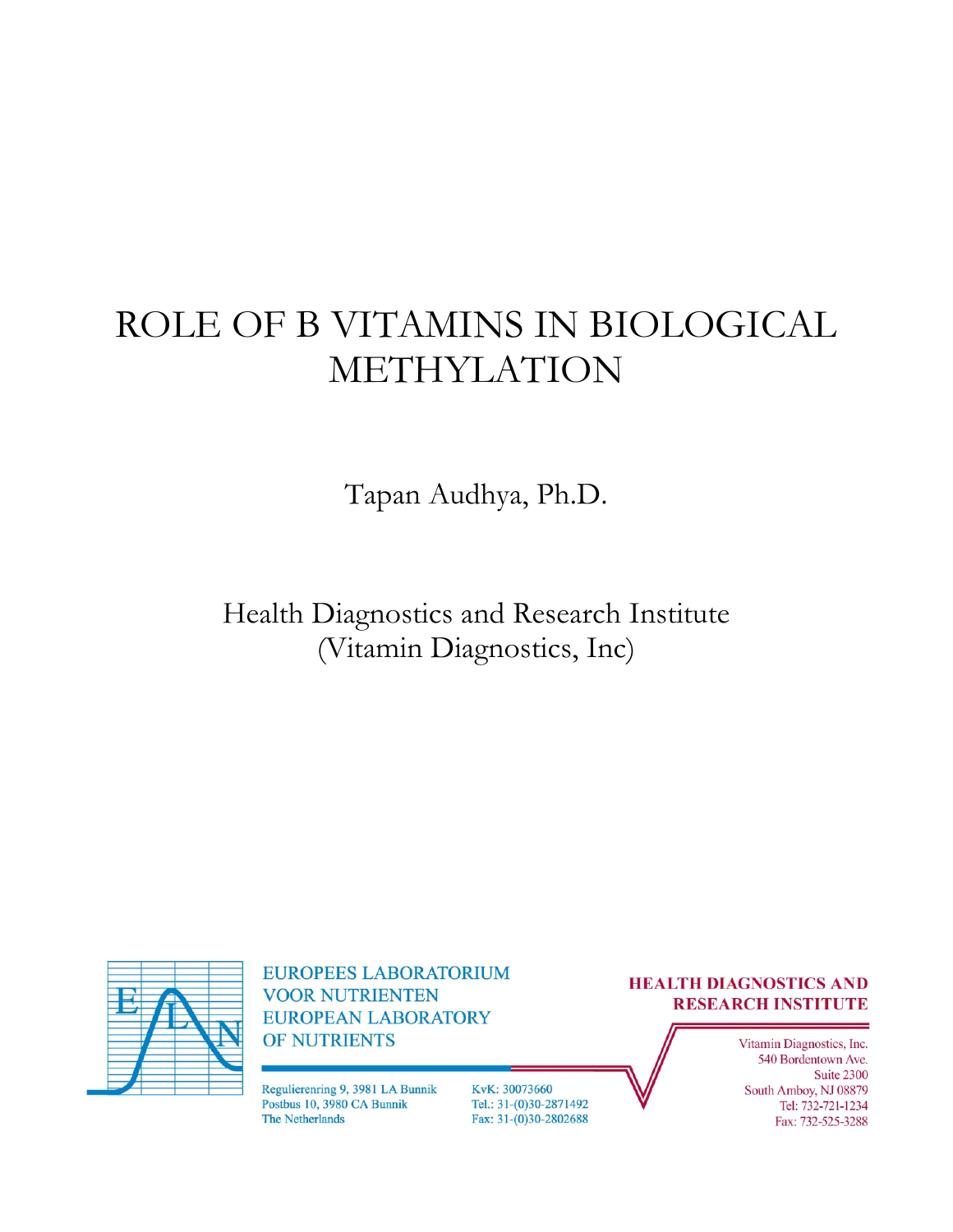# ROLE OF B VITAMINS IN BIOLOGICAL METHYLATION

Tapan Audhya, Ph.D.

Health Diagnostics and Research Institute
(Vitamin Diagnostics, Inc)

EUROPEES LABORATORIUM
VOOR NUTRIENTEN
EUROPEAN LABORATORY
OF NUTRIENTS

Regulierenring 9, 3981 LA Bunnik
Postbus 10, 3980 CA Bunnik
The Netherlands

KvK: 30073660
Tel.: 31-(0)30-2871492
Fax: 31-(0)30-2802688

**HEALTH DIAGNOSTICS AND RESEARCH INSTITUTE**

Vitamin Diagnostics, Inc.
540 Bordentown Ave.
Suite 2300
South Amboy, NJ 08879
Tel: 732-721-1234
Fax: 732-525-3288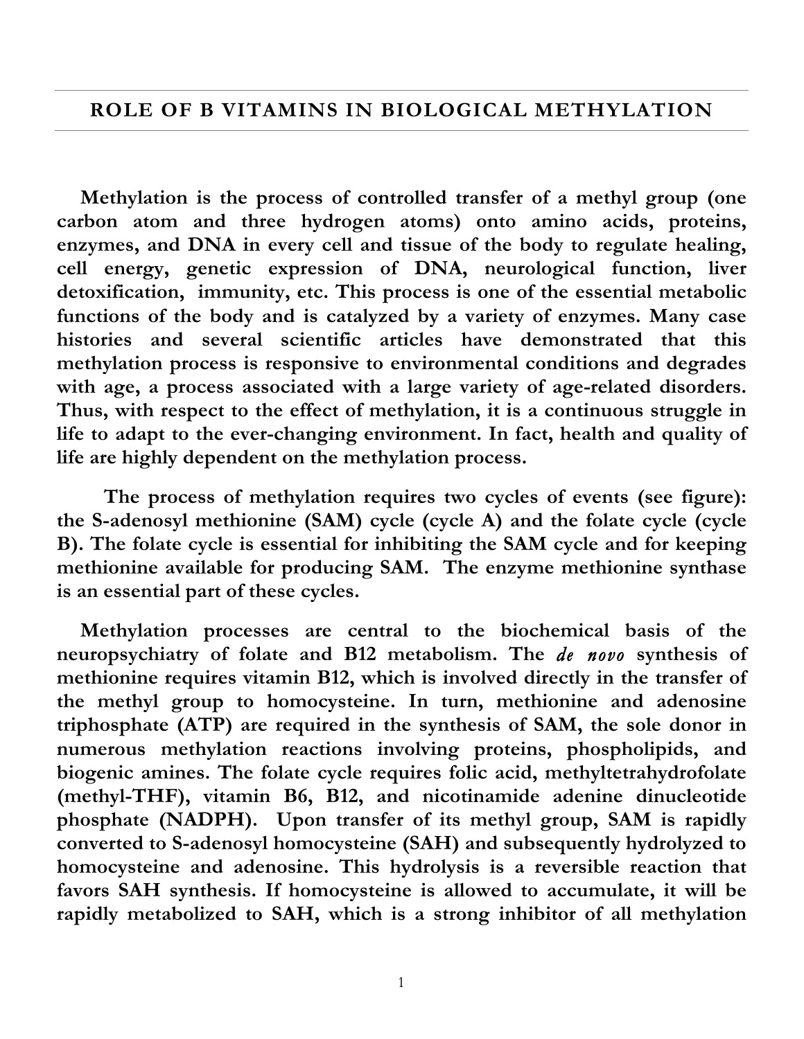# ROLE OF B VITAMINS IN BIOLOGICAL METHYLATION

**Methylation is the process of controlled transfer of a methyl group (one carbon atom and three hydrogen atoms) onto amino acids, proteins, enzymes, and DNA in every cell and tissue of the body to regulate healing, cell energy, genetic expression of DNA, neurological function, liver detoxification, immunity, etc. This process is one of the essential metabolic functions of the body and is catalyzed by a variety of enzymes. Many case histories and several scientific articles have demonstrated that this methylation process is responsive to environmental conditions and degrades with age, a process associated with a large variety of age-related disorders. Thus, with respect to the effect of methylation, it is a continuous struggle in life to adapt to the ever-changing environment. In fact, health and quality of life are highly dependent on the methylation process.**

**The process of methylation requires two cycles of events (see figure): the S-adenosyl methionine (SAM) cycle (cycle A) and the folate cycle (cycle B). The folate cycle is essential for inhibiting the SAM cycle and for keeping methionine available for producing SAM. The enzyme methionine synthase is an essential part of these cycles.**

**Methylation processes are central to the biochemical basis of the neuropsychiatry of folate and B12 metabolism. The *de novo* synthesis of methionine requires vitamin B12, which is involved directly in the transfer of the methyl group to homocysteine. In turn, methionine and adenosine triphosphate (ATP) are required in the synthesis of SAM, the sole donor in numerous methylation reactions involving proteins, phospholipids, and biogenic amines. The folate cycle requires folic acid, methyltetrahydrofolate (methyl-THF), vitamin B6, B12, and nicotinamide adenine dinucleotide phosphate (NADPH). Upon transfer of its methyl group, SAM is rapidly converted to S-adenosyl homocysteine (SAH) and subsequently hydrolyzed to homocysteine and adenosine. This hydrolysis is a reversible reaction that favors SAH synthesis. If homocysteine is allowed to accumulate, it will be rapidly metabolized to SAH, which is a strong inhibitor of all methylation**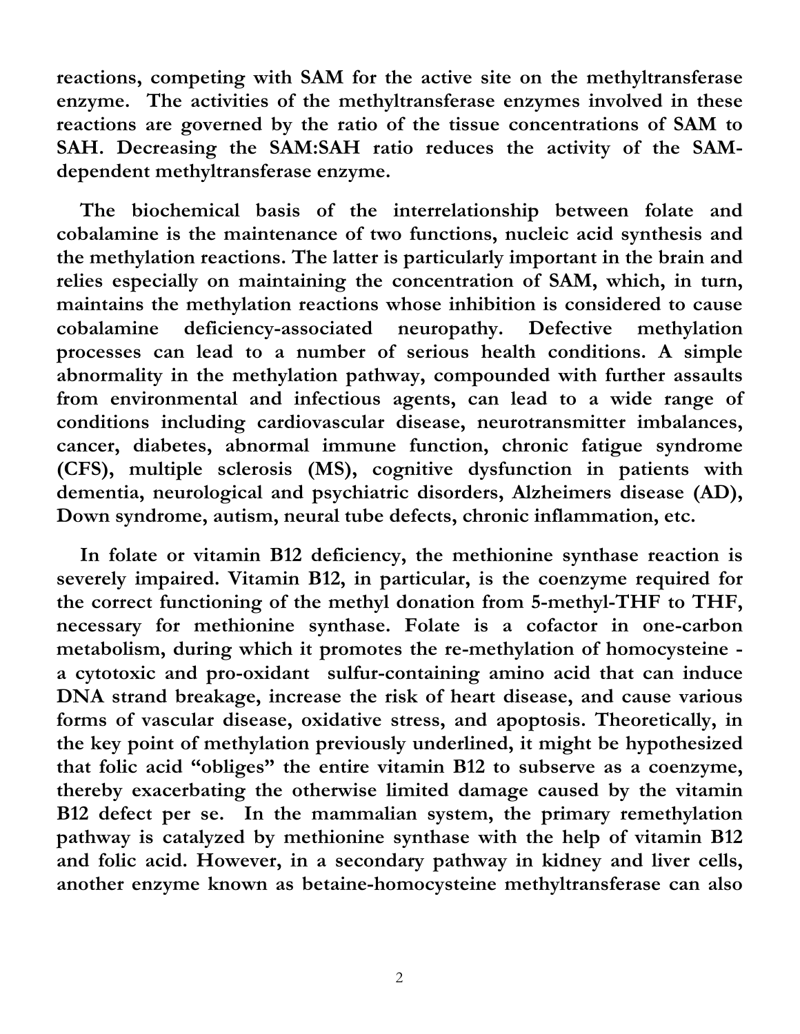**reactions, competing with SAM for the active site on the methyltransferase enzyme. The activities of the methyltransferase enzymes involved in these reactions are governed by the ratio of the tissue concentrations of SAM to SAH. Decreasing the SAM:SAH ratio reduces the activity of the SAM-dependent methyltransferase enzyme.**

**The biochemical basis of the interrelationship between folate and cobalamine is the maintenance of two functions, nucleic acid synthesis and the methylation reactions. The latter is particularly important in the brain and relies especially on maintaining the concentration of SAM, which, in turn, maintains the methylation reactions whose inhibition is considered to cause cobalamine deficiency-associated neuropathy. Defective methylation processes can lead to a number of serious health conditions. A simple abnormality in the methylation pathway, compounded with further assaults from environmental and infectious agents, can lead to a wide range of conditions including cardiovascular disease, neurotransmitter imbalances, cancer, diabetes, abnormal immune function, chronic fatigue syndrome (CFS), multiple sclerosis (MS), cognitive dysfunction in patients with dementia, neurological and psychiatric disorders, Alzheimers disease (AD), Down syndrome, autism, neural tube defects, chronic inflammation, etc.**

**In folate or vitamin B12 deficiency, the methionine synthase reaction is severely impaired. Vitamin B12, in particular, is the coenzyme required for the correct functioning of the methyl donation from 5-methyl-THF to THF, necessary for methionine synthase. Folate is a cofactor in one-carbon metabolism, during which it promotes the re-methylation of homocysteine - a cytotoxic and pro-oxidant sulfur-containing amino acid that can induce DNA strand breakage, increase the risk of heart disease, and cause various forms of vascular disease, oxidative stress, and apoptosis. Theoretically, in the key point of methylation previously underlined, it might be hypothesized that folic acid "obliges" the entire vitamin B12 to subserve as a coenzyme, thereby exacerbating the otherwise limited damage caused by the vitamin B12 defect per se. In the mammalian system, the primary remethylation pathway is catalyzed by methionine synthase with the help of vitamin B12 and folic acid. However, in a secondary pathway in kidney and liver cells, another enzyme known as betaine-homocysteine methyltransferase can also**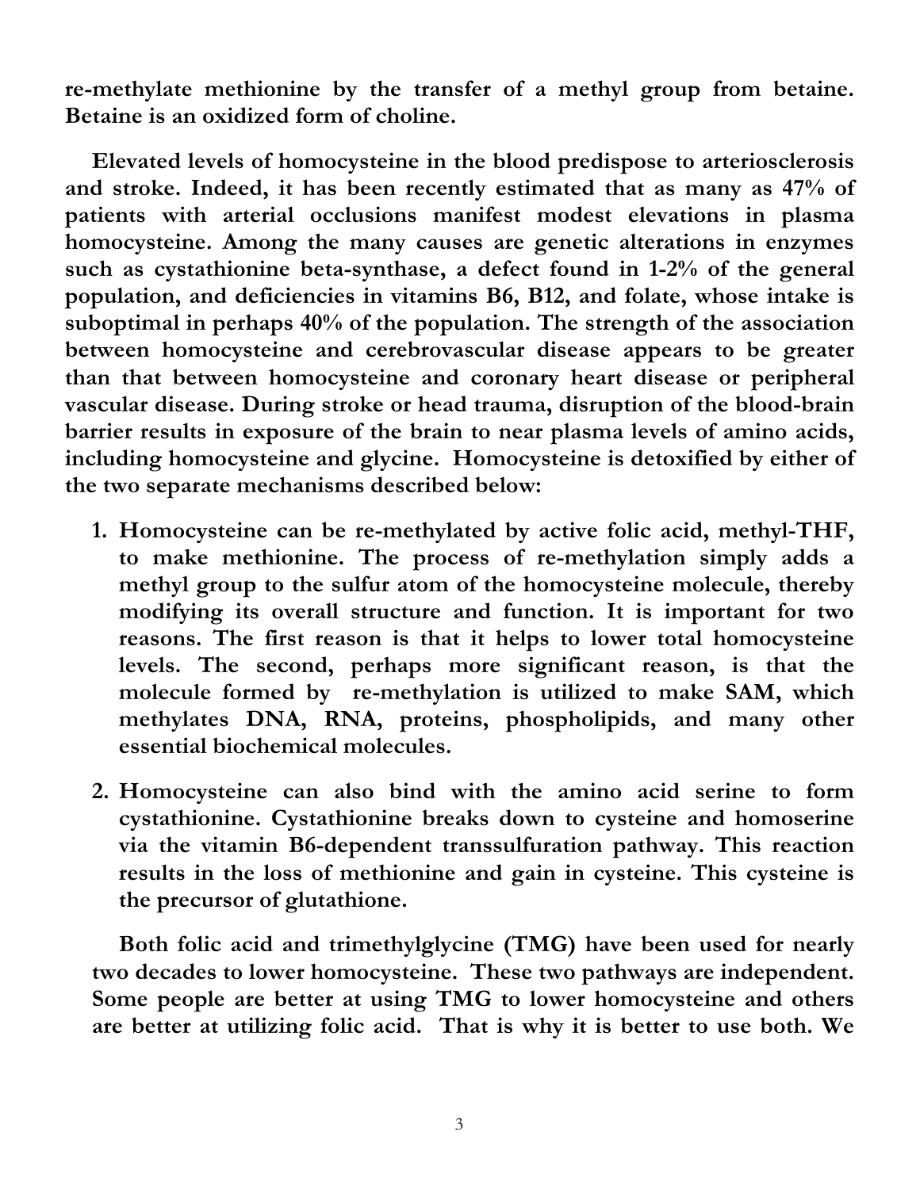**re-methylate methionine by the transfer of a methyl group from betaine. Betaine is an oxidized form of choline.**

**Elevated levels of homocysteine in the blood predispose to arteriosclerosis and stroke. Indeed, it has been recently estimated that as many as 47% of patients with arterial occlusions manifest modest elevations in plasma homocysteine. Among the many causes are genetic alterations in enzymes such as cystathionine beta-synthase, a defect found in 1-2% of the general population, and deficiencies in vitamins B6, B12, and folate, whose intake is suboptimal in perhaps 40% of the population. The strength of the association between homocysteine and cerebrovascular disease appears to be greater than that between homocysteine and coronary heart disease or peripheral vascular disease. During stroke or head trauma, disruption of the blood-brain barrier results in exposure of the brain to near plasma levels of amino acids, including homocysteine and glycine. Homocysteine is detoxified by either of the two separate mechanisms described below:**

1. **Homocysteine can be re-methylated by active folic acid, methyl-THF, to make methionine. The process of re-methylation simply adds a methyl group to the sulfur atom of the homocysteine molecule, thereby modifying its overall structure and function. It is important for two reasons. The first reason is that it helps to lower total homocysteine levels. The second, perhaps more significant reason, is that the molecule formed by re-methylation is utilized to make SAM, which methylates DNA, RNA, proteins, phospholipids, and many other essential biochemical molecules.**

2. **Homocysteine can also bind with the amino acid serine to form cystathionine. Cystathionine breaks down to cysteine and homoserine via the vitamin B6-dependent transsulfuration pathway. This reaction results in the loss of methionine and gain in cysteine. This cysteine is the precursor of glutathione.**

**Both folic acid and trimethylglycine (TMG) have been used for nearly two decades to lower homocysteine. These two pathways are independent. Some people are better at using TMG to lower homocysteine and others are better at utilizing folic acid. That is why it is better to use both. We**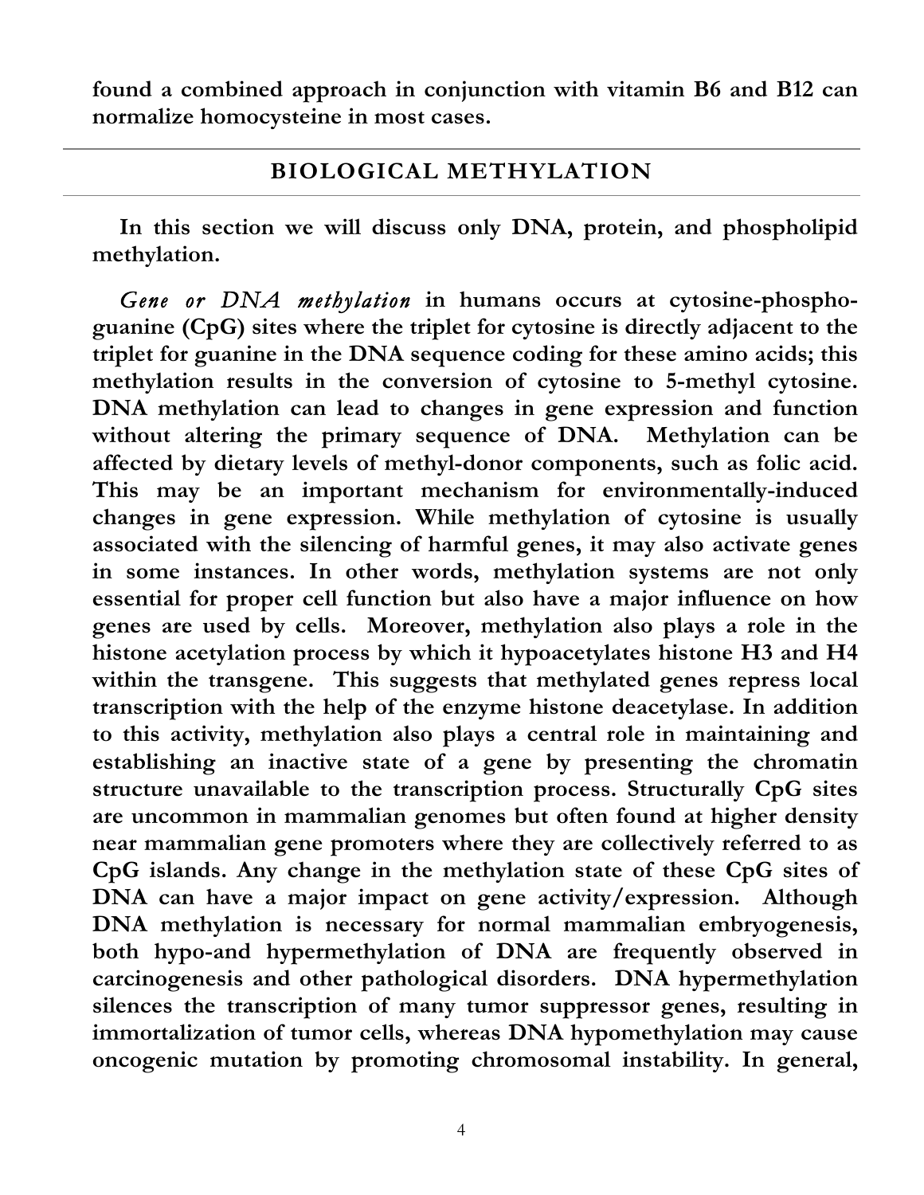**found a combined approach in conjunction with vitamin B6 and B12 can normalize homocysteine in most cases.**

## BIOLOGICAL METHYLATION

**In this section we will discuss only DNA, protein, and phospholipid methylation.**

***Gene or DNA methylation* in humans occurs at cytosine-phospho-guanine (CpG) sites where the triplet for cytosine is directly adjacent to the triplet for guanine in the DNA sequence coding for these amino acids; this methylation results in the conversion of cytosine to 5-methyl cytosine. DNA methylation can lead to changes in gene expression and function without altering the primary sequence of DNA. Methylation can be affected by dietary levels of methyl-donor components, such as folic acid. This may be an important mechanism for environmentally-induced changes in gene expression. While methylation of cytosine is usually associated with the silencing of harmful genes, it may also activate genes in some instances. In other words, methylation systems are not only essential for proper cell function but also have a major influence on how genes are used by cells. Moreover, methylation also plays a role in the histone acetylation process by which it hypoacetylates histone H3 and H4 within the transgene. This suggests that methylated genes repress local transcription with the help of the enzyme histone deacetylase. In addition to this activity, methylation also plays a central role in maintaining and establishing an inactive state of a gene by presenting the chromatin structure unavailable to the transcription process. Structurally CpG sites are uncommon in mammalian genomes but often found at higher density near mammalian gene promoters where they are collectively referred to as CpG islands. Any change in the methylation state of these CpG sites of DNA can have a major impact on gene activity/expression. Although DNA methylation is necessary for normal mammalian embryogenesis, both hypo-and hypermethylation of DNA are frequently observed in carcinogenesis and other pathological disorders. DNA hypermethylation silences the transcription of many tumor suppressor genes, resulting in immortalization of tumor cells, whereas DNA hypomethylation may cause oncogenic mutation by promoting chromosomal instability. In general,**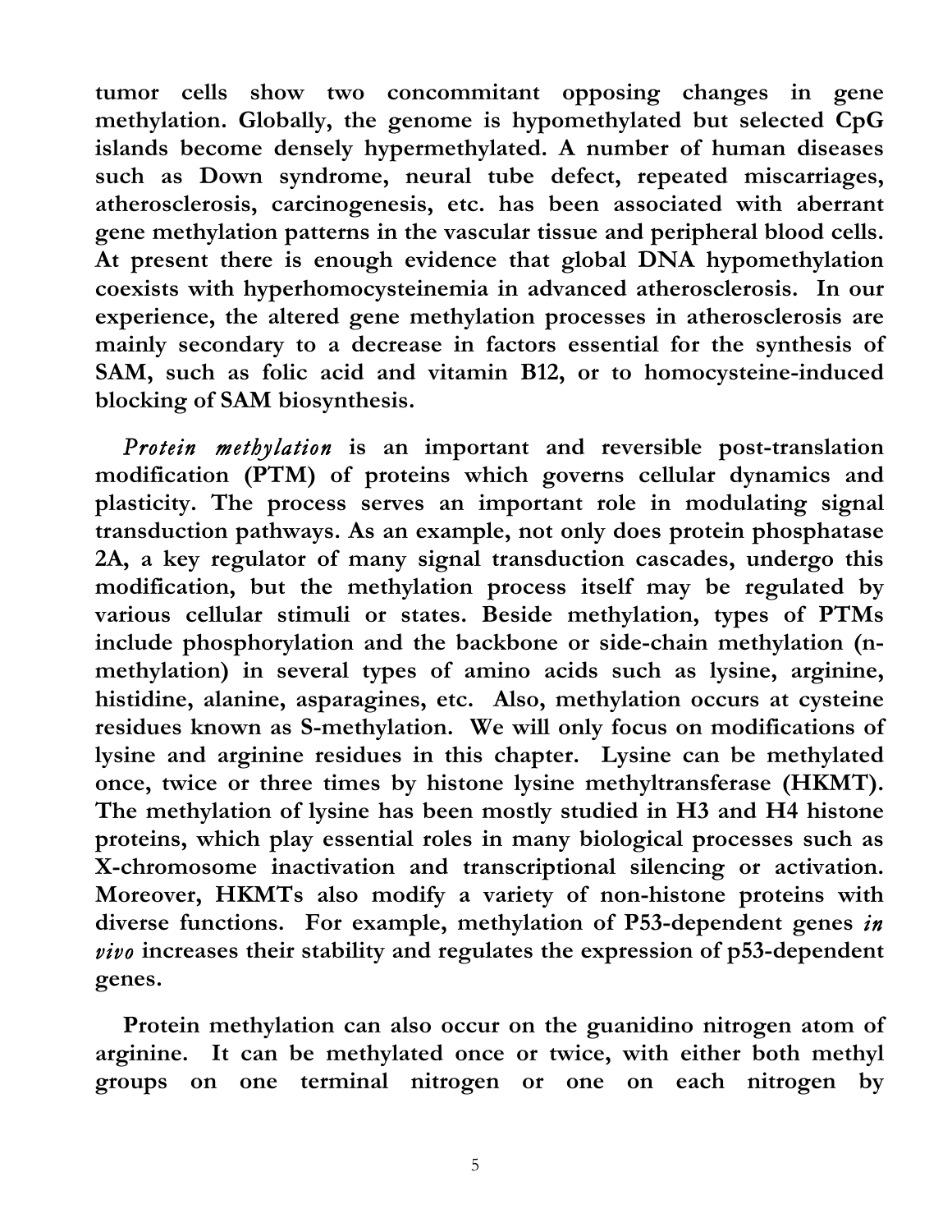**tumor cells show two concommitant opposing changes in gene methylation. Globally, the genome is hypomethylated but selected CpG islands become densely hypermethylated. A number of human diseases such as Down syndrome, neural tube defect, repeated miscarriages, atherosclerosis, carcinogenesis, etc. has been associated with aberrant gene methylation patterns in the vascular tissue and peripheral blood cells. At present there is enough evidence that global DNA hypomethylation coexists with hyperhomocysteinemia in advanced atherosclerosis. In our experience, the altered gene methylation processes in atherosclerosis are mainly secondary to a decrease in factors essential for the synthesis of SAM, such as folic acid and vitamin B12, or to homocysteine-induced blocking of SAM biosynthesis.**

***Protein methylation*** **is an important and reversible post-translation modification (PTM) of proteins which governs cellular dynamics and plasticity. The process serves an important role in modulating signal transduction pathways. As an example, not only does protein phosphatase 2A, a key regulator of many signal transduction cascades, undergo this modification, but the methylation process itself may be regulated by various cellular stimuli or states. Beside methylation, types of PTMs include phosphorylation and the backbone or side-chain methylation (n-methylation) in several types of amino acids such as lysine, arginine, histidine, alanine, asparagines, etc. Also, methylation occurs at cysteine residues known as S-methylation. We will only focus on modifications of lysine and arginine residues in this chapter. Lysine can be methylated once, twice or three times by histone lysine methyltransferase (HKMT). The methylation of lysine has been mostly studied in H3 and H4 histone proteins, which play essential roles in many biological processes such as X-chromosome inactivation and transcriptional silencing or activation. Moreover, HKMTs also modify a variety of non-histone proteins with diverse functions. For example, methylation of P53-dependent genes** ***in vivo*** **increases their stability and regulates the expression of p53-dependent genes.**

**Protein methylation can also occur on the guanidino nitrogen atom of arginine. It can be methylated once or twice, with either both methyl groups on one terminal nitrogen or one on each nitrogen by**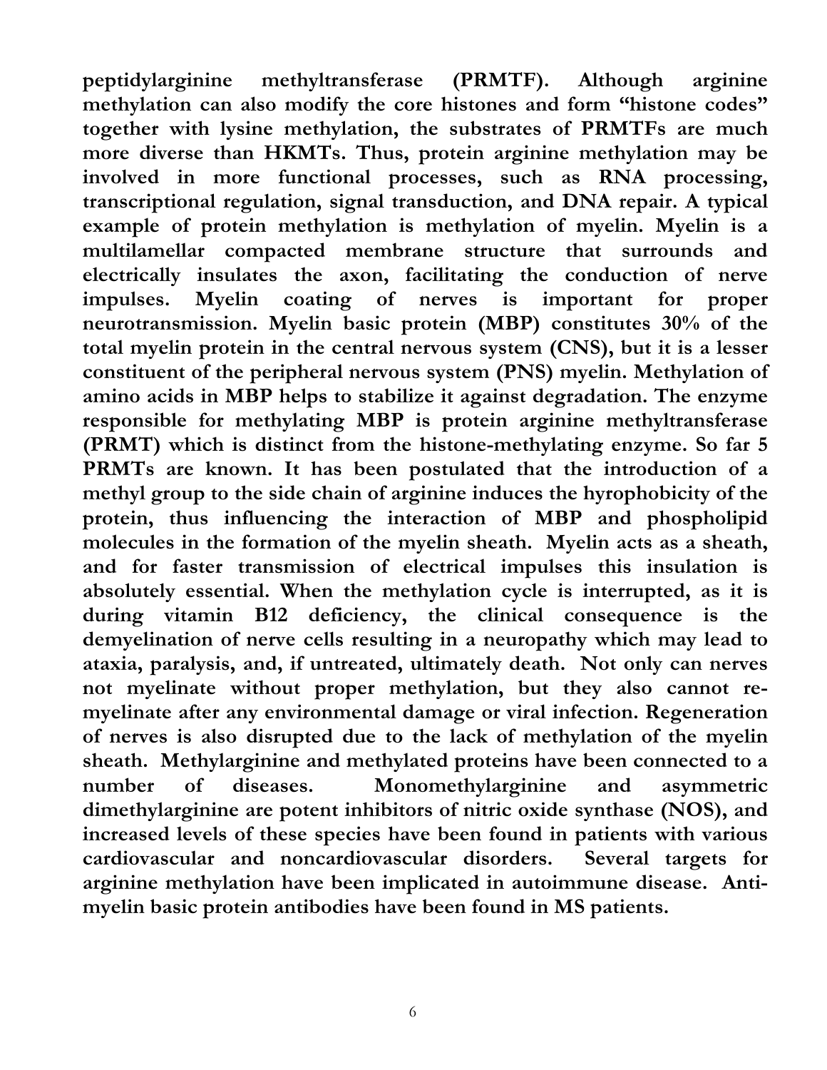**peptidylarginine methyltransferase (PRMTF). Although arginine methylation can also modify the core histones and form "histone codes" together with lysine methylation, the substrates of PRMTFs are much more diverse than HKMTs. Thus, protein arginine methylation may be involved in more functional processes, such as RNA processing, transcriptional regulation, signal transduction, and DNA repair. A typical example of protein methylation is methylation of myelin. Myelin is a multilamellar compacted membrane structure that surrounds and electrically insulates the axon, facilitating the conduction of nerve impulses. Myelin coating of nerves is important for proper neurotransmission. Myelin basic protein (MBP) constitutes 30% of the total myelin protein in the central nervous system (CNS), but it is a lesser constituent of the peripheral nervous system (PNS) myelin. Methylation of amino acids in MBP helps to stabilize it against degradation. The enzyme responsible for methylating MBP is protein arginine methyltransferase (PRMT) which is distinct from the histone-methylating enzyme. So far 5 PRMTs are known. It has been postulated that the introduction of a methyl group to the side chain of arginine induces the hyrophobicity of the protein, thus influencing the interaction of MBP and phospholipid molecules in the formation of the myelin sheath. Myelin acts as a sheath, and for faster transmission of electrical impulses this insulation is absolutely essential. When the methylation cycle is interrupted, as it is during vitamin B12 deficiency, the clinical consequence is the demyelination of nerve cells resulting in a neuropathy which may lead to ataxia, paralysis, and, if untreated, ultimately death. Not only can nerves not myelinate without proper methylation, but they also cannot re-myelinate after any environmental damage or viral infection. Regeneration of nerves is also disrupted due to the lack of methylation of the myelin sheath. Methylarginine and methylated proteins have been connected to a number of diseases. Monomethylarginine and asymmetric dimethylarginine are potent inhibitors of nitric oxide synthase (NOS), and increased levels of these species have been found in patients with various cardiovascular and noncardiovascular disorders. Several targets for arginine methylation have been implicated in autoimmune disease. Anti-myelin basic protein antibodies have been found in MS patients.**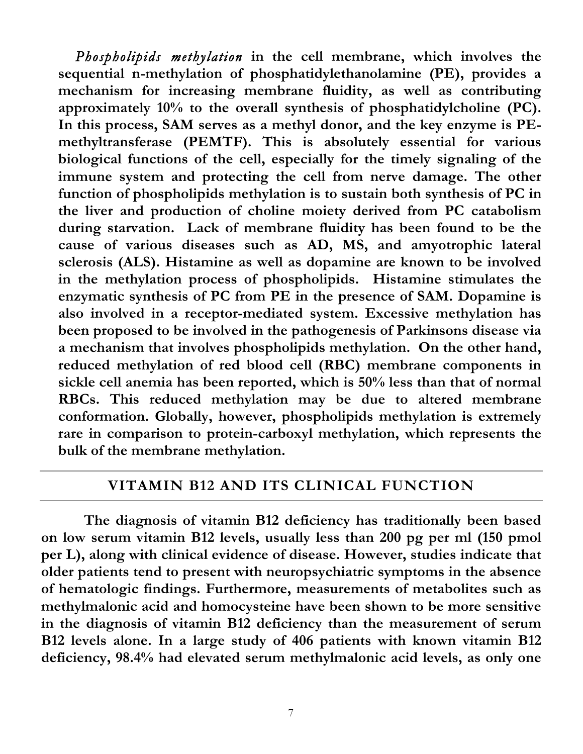*Phospholipids methylation* **in the cell membrane, which involves the sequential n-methylation of phosphatidylethanolamine (PE), provides a mechanism for increasing membrane fluidity, as well as contributing approximately 10% to the overall synthesis of phosphatidylcholine (PC). In this process, SAM serves as a methyl donor, and the key enzyme is PE-methyltransferase (PEMTF). This is absolutely essential for various biological functions of the cell, especially for the timely signaling of the immune system and protecting the cell from nerve damage. The other function of phospholipids methylation is to sustain both synthesis of PC in the liver and production of choline moiety derived from PC catabolism during starvation. Lack of membrane fluidity has been found to be the cause of various diseases such as AD, MS, and amyotrophic lateral sclerosis (ALS). Histamine as well as dopamine are known to be involved in the methylation process of phospholipids. Histamine stimulates the enzymatic synthesis of PC from PE in the presence of SAM. Dopamine is also involved in a receptor-mediated system. Excessive methylation has been proposed to be involved in the pathogenesis of Parkinsons disease via a mechanism that involves phospholipids methylation. On the other hand, reduced methylation of red blood cell (RBC) membrane components in sickle cell anemia has been reported, which is 50% less than that of normal RBCs. This reduced methylation may be due to altered membrane conformation. Globally, however, phospholipids methylation is extremely rare in comparison to protein-carboxyl methylation, which represents the bulk of the membrane methylation.**

## VITAMIN B12 AND ITS CLINICAL FUNCTION

**The diagnosis of vitamin B12 deficiency has traditionally been based on low serum vitamin B12 levels, usually less than 200 pg per ml (150 pmol per L), along with clinical evidence of disease. However, studies indicate that older patients tend to present with neuropsychiatric symptoms in the absence of hematologic findings. Furthermore, measurements of metabolites such as methylmalonic acid and homocysteine have been shown to be more sensitive in the diagnosis of vitamin B12 deficiency than the measurement of serum B12 levels alone. In a large study of 406 patients with known vitamin B12 deficiency, 98.4% had elevated serum methylmalonic acid levels, as only one**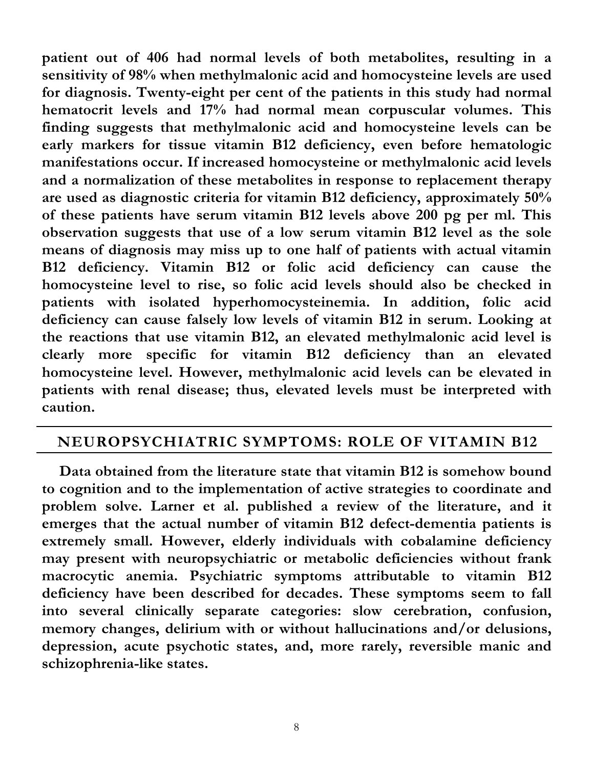**patient out of 406 had normal levels of both metabolites, resulting in a sensitivity of 98% when methylmalonic acid and homocysteine levels are used for diagnosis. Twenty-eight per cent of the patients in this study had normal hematocrit levels and 17% had normal mean corpuscular volumes. This finding suggests that methylmalonic acid and homocysteine levels can be early markers for tissue vitamin B12 deficiency, even before hematologic manifestations occur. If increased homocysteine or methylmalonic acid levels and a normalization of these metabolites in response to replacement therapy are used as diagnostic criteria for vitamin B12 deficiency, approximately 50% of these patients have serum vitamin B12 levels above 200 pg per ml. This observation suggests that use of a low serum vitamin B12 level as the sole means of diagnosis may miss up to one half of patients with actual vitamin B12 deficiency. Vitamin B12 or folic acid deficiency can cause the homocysteine level to rise, so folic acid levels should also be checked in patients with isolated hyperhomocysteinemia. In addition, folic acid deficiency can cause falsely low levels of vitamin B12 in serum. Looking at the reactions that use vitamin B12, an elevated methylmalonic acid level is clearly more specific for vitamin B12 deficiency than an elevated homocysteine level. However, methylmalonic acid levels can be elevated in patients with renal disease; thus, elevated levels must be interpreted with caution.**

## NEUROPSYCHIATRIC SYMPTOMS: ROLE OF VITAMIN B12

**Data obtained from the literature state that vitamin B12 is somehow bound to cognition and to the implementation of active strategies to coordinate and problem solve. Larner et al. published a review of the literature, and it emerges that the actual number of vitamin B12 defect-dementia patients is extremely small. However, elderly individuals with cobalamine deficiency may present with neuropsychiatric or metabolic deficiencies without frank macrocytic anemia. Psychiatric symptoms attributable to vitamin B12 deficiency have been described for decades. These symptoms seem to fall into several clinically separate categories: slow cerebration, confusion, memory changes, delirium with or without hallucinations and/or delusions, depression, acute psychotic states, and, more rarely, reversible manic and schizophrenia-like states.**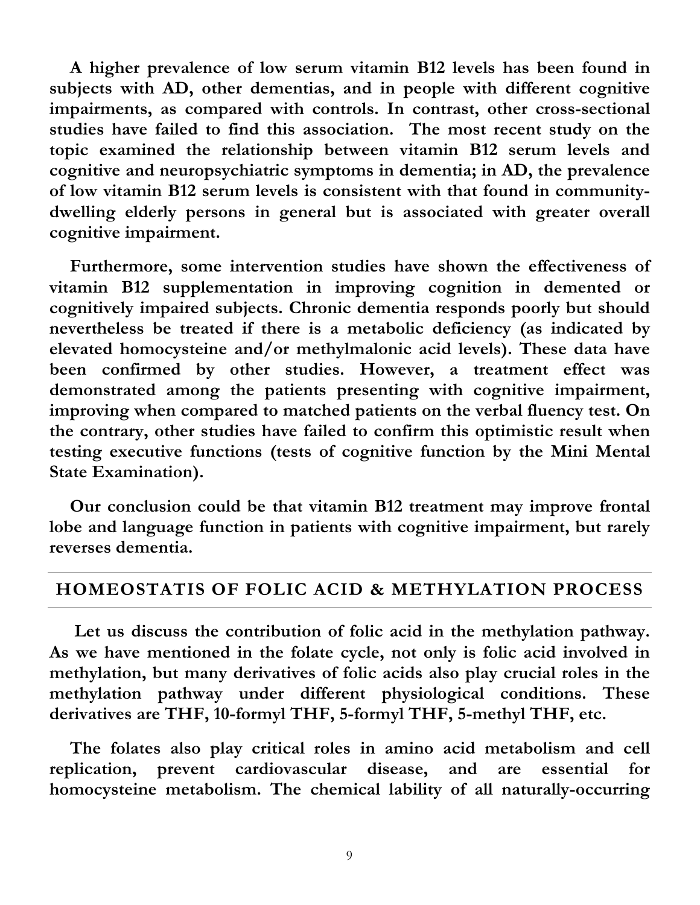**A higher prevalence of low serum vitamin B12 levels has been found in subjects with AD, other dementias, and in people with different cognitive impairments, as compared with controls. In contrast, other cross-sectional studies have failed to find this association. The most recent study on the topic examined the relationship between vitamin B12 serum levels and cognitive and neuropsychiatric symptoms in dementia; in AD, the prevalence of low vitamin B12 serum levels is consistent with that found in community-dwelling elderly persons in general but is associated with greater overall cognitive impairment.**

**Furthermore, some intervention studies have shown the effectiveness of vitamin B12 supplementation in improving cognition in demented or cognitively impaired subjects. Chronic dementia responds poorly but should nevertheless be treated if there is a metabolic deficiency (as indicated by elevated homocysteine and/or methylmalonic acid levels). These data have been confirmed by other studies. However, a treatment effect was demonstrated among the patients presenting with cognitive impairment, improving when compared to matched patients on the verbal fluency test. On the contrary, other studies have failed to confirm this optimistic result when testing executive functions (tests of cognitive function by the Mini Mental State Examination).**

**Our conclusion could be that vitamin B12 treatment may improve frontal lobe and language function in patients with cognitive impairment, but rarely reverses dementia.**

## HOMEOSTATIS OF FOLIC ACID & METHYLATION PROCESS

**Let us discuss the contribution of folic acid in the methylation pathway. As we have mentioned in the folate cycle, not only is folic acid involved in methylation, but many derivatives of folic acids also play crucial roles in the methylation pathway under different physiological conditions. These derivatives are THF, 10-formyl THF, 5-formyl THF, 5-methyl THF, etc.**

**The folates also play critical roles in amino acid metabolism and cell replication, prevent cardiovascular disease, and are essential for homocysteine metabolism. The chemical lability of all naturally-occurring**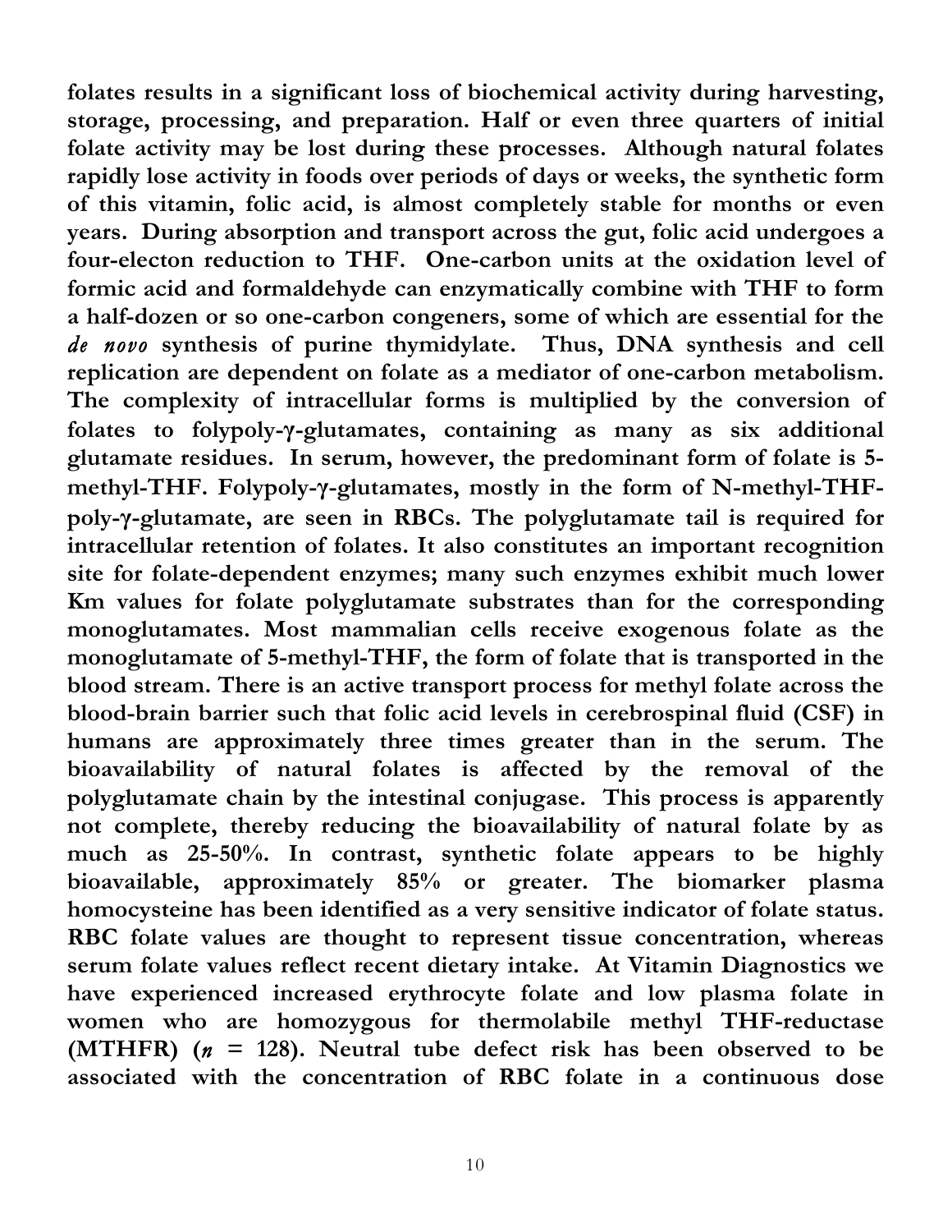**folates results in a significant loss of biochemical activity during harvesting, storage, processing, and preparation. Half or even three quarters of initial folate activity may be lost during these processes. Although natural folates rapidly lose activity in foods over periods of days or weeks, the synthetic form of this vitamin, folic acid, is almost completely stable for months or even years. During absorption and transport across the gut, folic acid undergoes a four-electon reduction to THF. One-carbon units at the oxidation level of formic acid and formaldehyde can enzymatically combine with THF to form a half-dozen or so one-carbon congeners, some of which are essential for the *de novo* synthesis of purine thymidylate. Thus, DNA synthesis and cell replication are dependent on folate as a mediator of one-carbon metabolism. The complexity of intracellular forms is multiplied by the conversion of folates to folypoly-γ-glutamates, containing as many as six additional glutamate residues. In serum, however, the predominant form of folate is 5-methyl-THF. Folypoly-γ-glutamates, mostly in the form of N-methyl-THF-poly-γ-glutamate, are seen in RBCs. The polyglutamate tail is required for intracellular retention of folates. It also constitutes an important recognition site for folate-dependent enzymes; many such enzymes exhibit much lower Km values for folate polyglutamate substrates than for the corresponding monoglutamates. Most mammalian cells receive exogenous folate as the monoglutamate of 5-methyl-THF, the form of folate that is transported in the blood stream. There is an active transport process for methyl folate across the blood-brain barrier such that folic acid levels in cerebrospinal fluid (CSF) in humans are approximately three times greater than in the serum. The bioavailability of natural folates is affected by the removal of the polyglutamate chain by the intestinal conjugase. This process is apparently not complete, thereby reducing the bioavailability of natural folate by as much as 25-50%. In contrast, synthetic folate appears to be highly bioavailable, approximately 85% or greater. The biomarker plasma homocysteine has been identified as a very sensitive indicator of folate status. RBC folate values are thought to represent tissue concentration, whereas serum folate values reflect recent dietary intake. At Vitamin Diagnostics we have experienced increased erythrocyte folate and low plasma folate in women who are homozygous for thermolabile methyl THF-reductase (MTHFR) (*n* = 128). Neutral tube defect risk has been observed to be associated with the concentration of RBC folate in a continuous dose**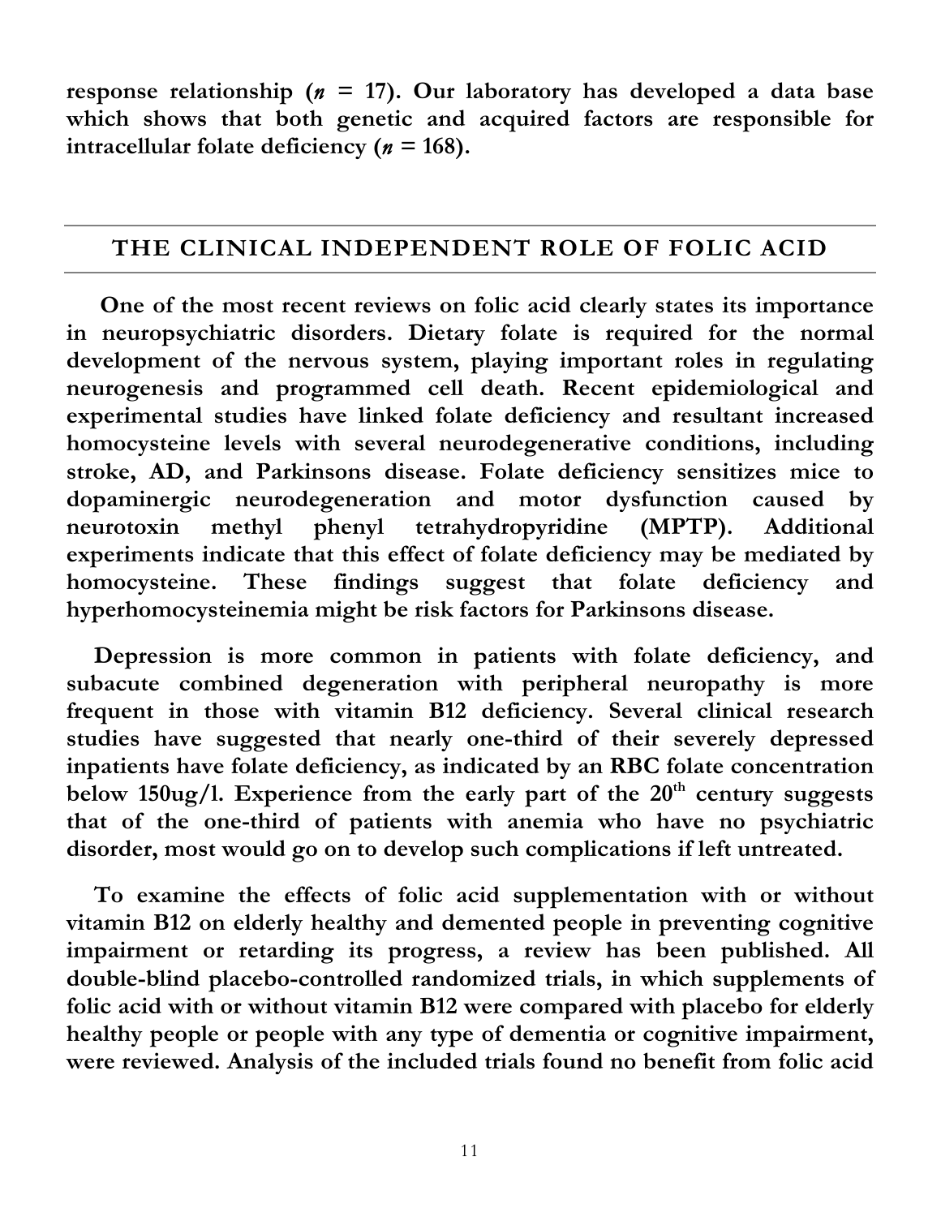**response relationship (*n* = 17). Our laboratory has developed a data base which shows that both genetic and acquired factors are responsible for intracellular folate deficiency (*n* = 168).**

## THE CLINICAL INDEPENDENT ROLE OF FOLIC ACID

**One of the most recent reviews on folic acid clearly states its importance in neuropsychiatric disorders. Dietary folate is required for the normal development of the nervous system, playing important roles in regulating neurogenesis and programmed cell death. Recent epidemiological and experimental studies have linked folate deficiency and resultant increased homocysteine levels with several neurodegenerative conditions, including stroke, AD, and Parkinsons disease. Folate deficiency sensitizes mice to dopaminergic neurodegeneration and motor dysfunction caused by neurotoxin methyl phenyl tetrahydropyridine (MPTP). Additional experiments indicate that this effect of folate deficiency may be mediated by homocysteine. These findings suggest that folate deficiency and hyperhomocysteinemia might be risk factors for Parkinsons disease.**

**Depression is more common in patients with folate deficiency, and subacute combined degeneration with peripheral neuropathy is more frequent in those with vitamin B12 deficiency. Several clinical research studies have suggested that nearly one-third of their severely depressed inpatients have folate deficiency, as indicated by an RBC folate concentration below 150ug/l. Experience from the early part of the 20th century suggests that of the one-third of patients with anemia who have no psychiatric disorder, most would go on to develop such complications if left untreated.**

**To examine the effects of folic acid supplementation with or without vitamin B12 on elderly healthy and demented people in preventing cognitive impairment or retarding its progress, a review has been published. All double-blind placebo-controlled randomized trials, in which supplements of folic acid with or without vitamin B12 were compared with placebo for elderly healthy people or people with any type of dementia or cognitive impairment, were reviewed. Analysis of the included trials found no benefit from folic acid**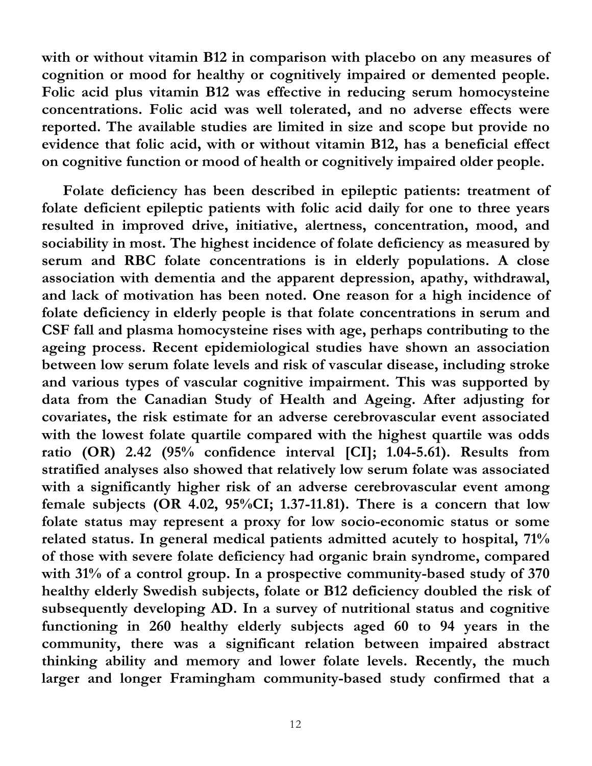**with or without vitamin B12 in comparison with placebo on any measures of cognition or mood for healthy or cognitively impaired or demented people. Folic acid plus vitamin B12 was effective in reducing serum homocysteine concentrations. Folic acid was well tolerated, and no adverse effects were reported. The available studies are limited in size and scope but provide no evidence that folic acid, with or without vitamin B12, has a beneficial effect on cognitive function or mood of health or cognitively impaired older people.**

**Folate deficiency has been described in epileptic patients: treatment of folate deficient epileptic patients with folic acid daily for one to three years resulted in improved drive, initiative, alertness, concentration, mood, and sociability in most. The highest incidence of folate deficiency as measured by serum and RBC folate concentrations is in elderly populations. A close association with dementia and the apparent depression, apathy, withdrawal, and lack of motivation has been noted. One reason for a high incidence of folate deficiency in elderly people is that folate concentrations in serum and CSF fall and plasma homocysteine rises with age, perhaps contributing to the ageing process. Recent epidemiological studies have shown an association between low serum folate levels and risk of vascular disease, including stroke and various types of vascular cognitive impairment. This was supported by data from the Canadian Study of Health and Ageing. After adjusting for covariates, the risk estimate for an adverse cerebrovascular event associated with the lowest folate quartile compared with the highest quartile was odds ratio (OR) 2.42 (95% confidence interval [CI]; 1.04-5.61). Results from stratified analyses also showed that relatively low serum folate was associated with a significantly higher risk of an adverse cerebrovascular event among female subjects (OR 4.02, 95%CI; 1.37-11.81). There is a concern that low folate status may represent a proxy for low socio-economic status or some related status. In general medical patients admitted acutely to hospital, 71% of those with severe folate deficiency had organic brain syndrome, compared with 31% of a control group. In a prospective community-based study of 370 healthy elderly Swedish subjects, folate or B12 deficiency doubled the risk of subsequently developing AD. In a survey of nutritional status and cognitive functioning in 260 healthy elderly subjects aged 60 to 94 years in the community, there was a significant relation between impaired abstract thinking ability and memory and lower folate levels. Recently, the much larger and longer Framingham community-based study confirmed that a**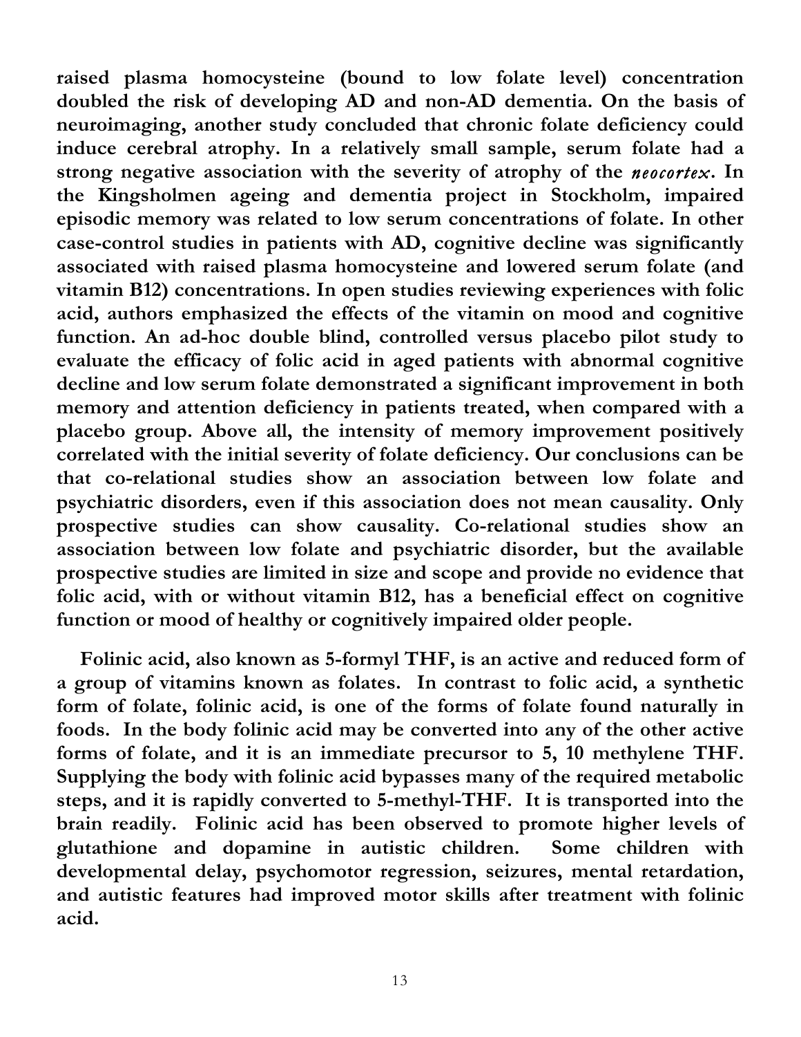**raised plasma homocysteine (bound to low folate level) concentration doubled the risk of developing AD and non-AD dementia. On the basis of neuroimaging, another study concluded that chronic folate deficiency could induce cerebral atrophy. In a relatively small sample, serum folate had a strong negative association with the severity of atrophy of the *neocortex*. In the Kingsholmen ageing and dementia project in Stockholm, impaired episodic memory was related to low serum concentrations of folate. In other case-control studies in patients with AD, cognitive decline was significantly associated with raised plasma homocysteine and lowered serum folate (and vitamin B12) concentrations. In open studies reviewing experiences with folic acid, authors emphasized the effects of the vitamin on mood and cognitive function. An ad-hoc double blind, controlled versus placebo pilot study to evaluate the efficacy of folic acid in aged patients with abnormal cognitive decline and low serum folate demonstrated a significant improvement in both memory and attention deficiency in patients treated, when compared with a placebo group. Above all, the intensity of memory improvement positively correlated with the initial severity of folate deficiency. Our conclusions can be that co-relational studies show an association between low folate and psychiatric disorders, even if this association does not mean causality. Only prospective studies can show causality. Co-relational studies show an association between low folate and psychiatric disorder, but the available prospective studies are limited in size and scope and provide no evidence that folic acid, with or without vitamin B12, has a beneficial effect on cognitive function or mood of healthy or cognitively impaired older people.**

**Folinic acid, also known as 5-formyl THF, is an active and reduced form of a group of vitamins known as folates. In contrast to folic acid, a synthetic form of folate, folinic acid, is one of the forms of folate found naturally in foods. In the body folinic acid may be converted into any of the other active forms of folate, and it is an immediate precursor to 5, 10 methylene THF. Supplying the body with folinic acid bypasses many of the required metabolic steps, and it is rapidly converted to 5-methyl-THF. It is transported into the brain readily. Folinic acid has been observed to promote higher levels of glutathione and dopamine in autistic children. Some children with developmental delay, psychomotor regression, seizures, mental retardation, and autistic features had improved motor skills after treatment with folinic acid.**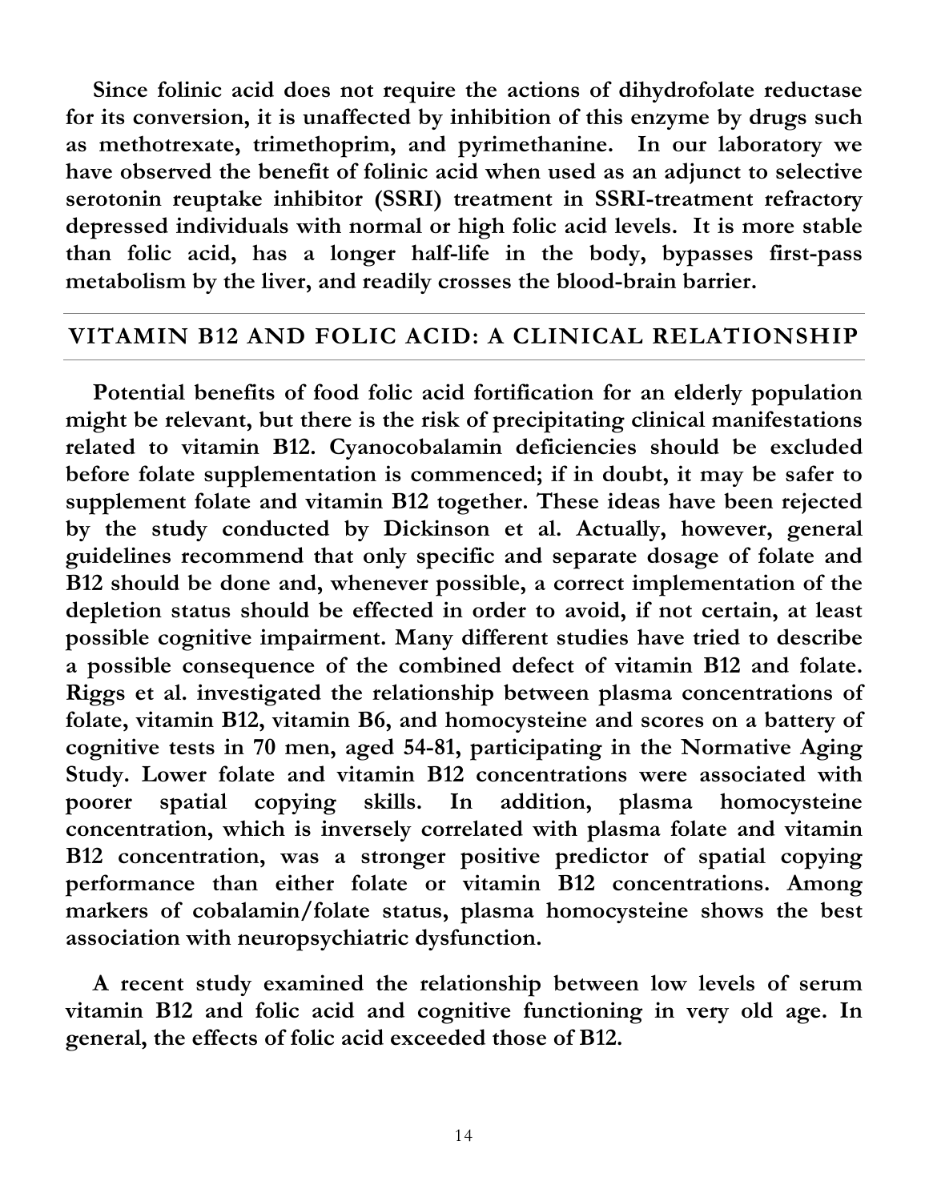Since folinic acid does not require the actions of dihydrofolate reductase for its conversion, it is unaffected by inhibition of this enzyme by drugs such as methotrexate, trimethoprim, and pyrimethanine. In our laboratory we have observed the benefit of folinic acid when used as an adjunct to selective serotonin reuptake inhibitor (SSRI) treatment in SSRI-treatment refractory depressed individuals with normal or high folic acid levels. It is more stable than folic acid, has a longer half-life in the body, bypasses first-pass metabolism by the liver, and readily crosses the blood-brain barrier.

## VITAMIN B12 AND FOLIC ACID: A CLINICAL RELATIONSHIP

Potential benefits of food folic acid fortification for an elderly population might be relevant, but there is the risk of precipitating clinical manifestations related to vitamin B12. Cyanocobalamin deficiencies should be excluded before folate supplementation is commenced; if in doubt, it may be safer to supplement folate and vitamin B12 together. These ideas have been rejected by the study conducted by Dickinson et al. Actually, however, general guidelines recommend that only specific and separate dosage of folate and B12 should be done and, whenever possible, a correct implementation of the depletion status should be effected in order to avoid, if not certain, at least possible cognitive impairment. Many different studies have tried to describe a possible consequence of the combined defect of vitamin B12 and folate. Riggs et al. investigated the relationship between plasma concentrations of folate, vitamin B12, vitamin B6, and homocysteine and scores on a battery of cognitive tests in 70 men, aged 54-81, participating in the Normative Aging Study. Lower folate and vitamin B12 concentrations were associated with poorer spatial copying skills. In addition, plasma homocysteine concentration, which is inversely correlated with plasma folate and vitamin B12 concentration, was a stronger positive predictor of spatial copying performance than either folate or vitamin B12 concentrations. Among markers of cobalamin/folate status, plasma homocysteine shows the best association with neuropsychiatric dysfunction.

A recent study examined the relationship between low levels of serum vitamin B12 and folic acid and cognitive functioning in very old age. In general, the effects of folic acid exceeded those of B12.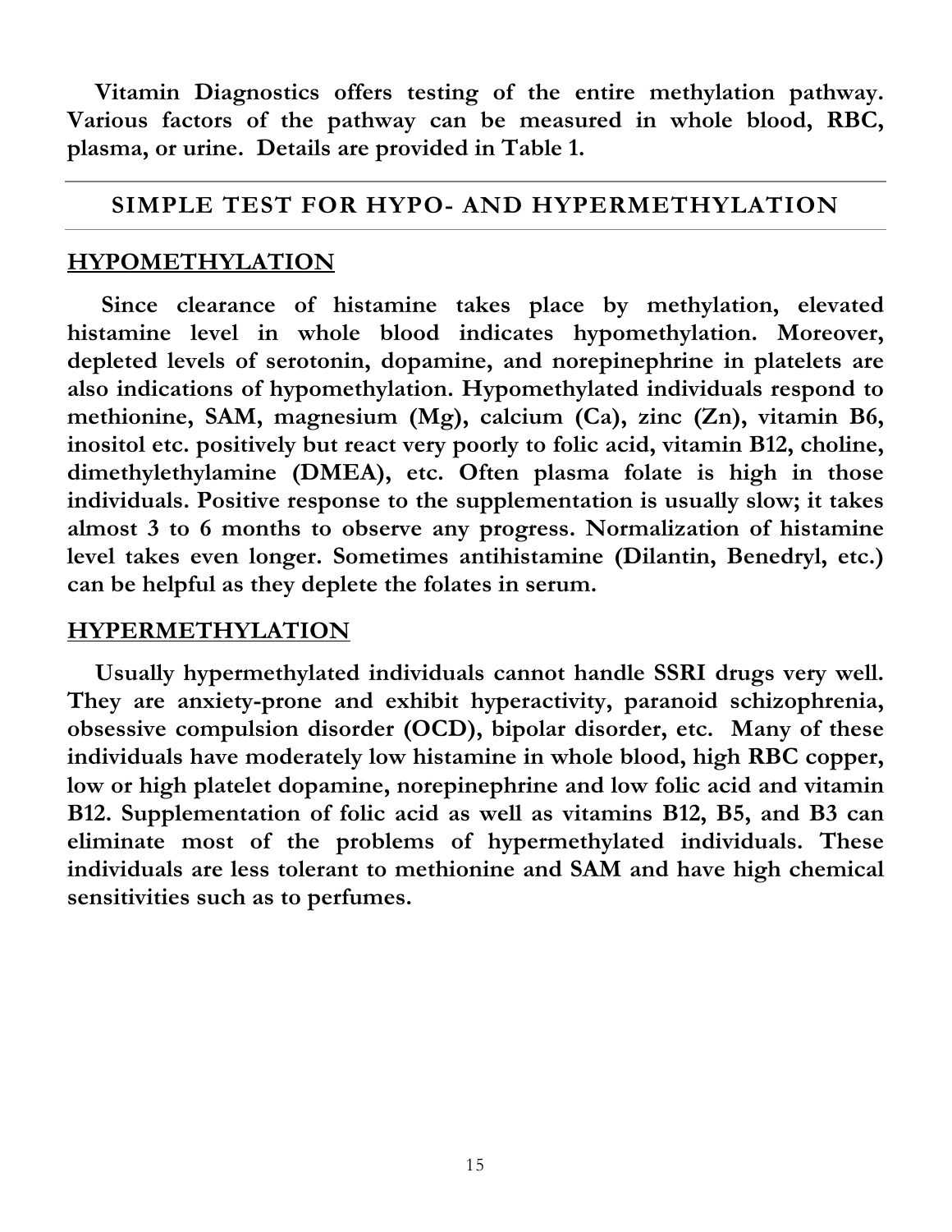**Vitamin Diagnostics offers testing of the entire methylation pathway. Various factors of the pathway can be measured in whole blood, RBC, plasma, or urine. Details are provided in Table 1.**

---

## SIMPLE TEST FOR HYPO- AND HYPERMETHYLATION

---

### HYPOMETHYLATION

**Since clearance of histamine takes place by methylation, elevated histamine level in whole blood indicates hypomethylation. Moreover, depleted levels of serotonin, dopamine, and norepinephrine in platelets are also indications of hypomethylation. Hypomethylated individuals respond to methionine, SAM, magnesium (Mg), calcium (Ca), zinc (Zn), vitamin B6, inositol etc. positively but react very poorly to folic acid, vitamin B12, choline, dimethylethylamine (DMEA), etc. Often plasma folate is high in those individuals. Positive response to the supplementation is usually slow; it takes almost 3 to 6 months to observe any progress. Normalization of histamine level takes even longer. Sometimes antihistamine (Dilantin, Benedryl, etc.) can be helpful as they deplete the folates in serum.**

### HYPERMETHYLATION

**Usually hypermethylated individuals cannot handle SSRI drugs very well. They are anxiety-prone and exhibit hyperactivity, paranoid schizophrenia, obsessive compulsion disorder (OCD), bipolar disorder, etc. Many of these individuals have moderately low histamine in whole blood, high RBC copper, low or high platelet dopamine, norepinephrine and low folic acid and vitamin B12. Supplementation of folic acid as well as vitamins B12, B5, and B3 can eliminate most of the problems of hypermethylated individuals. These individuals are less tolerant to methionine and SAM and have high chemical sensitivities such as to perfumes.**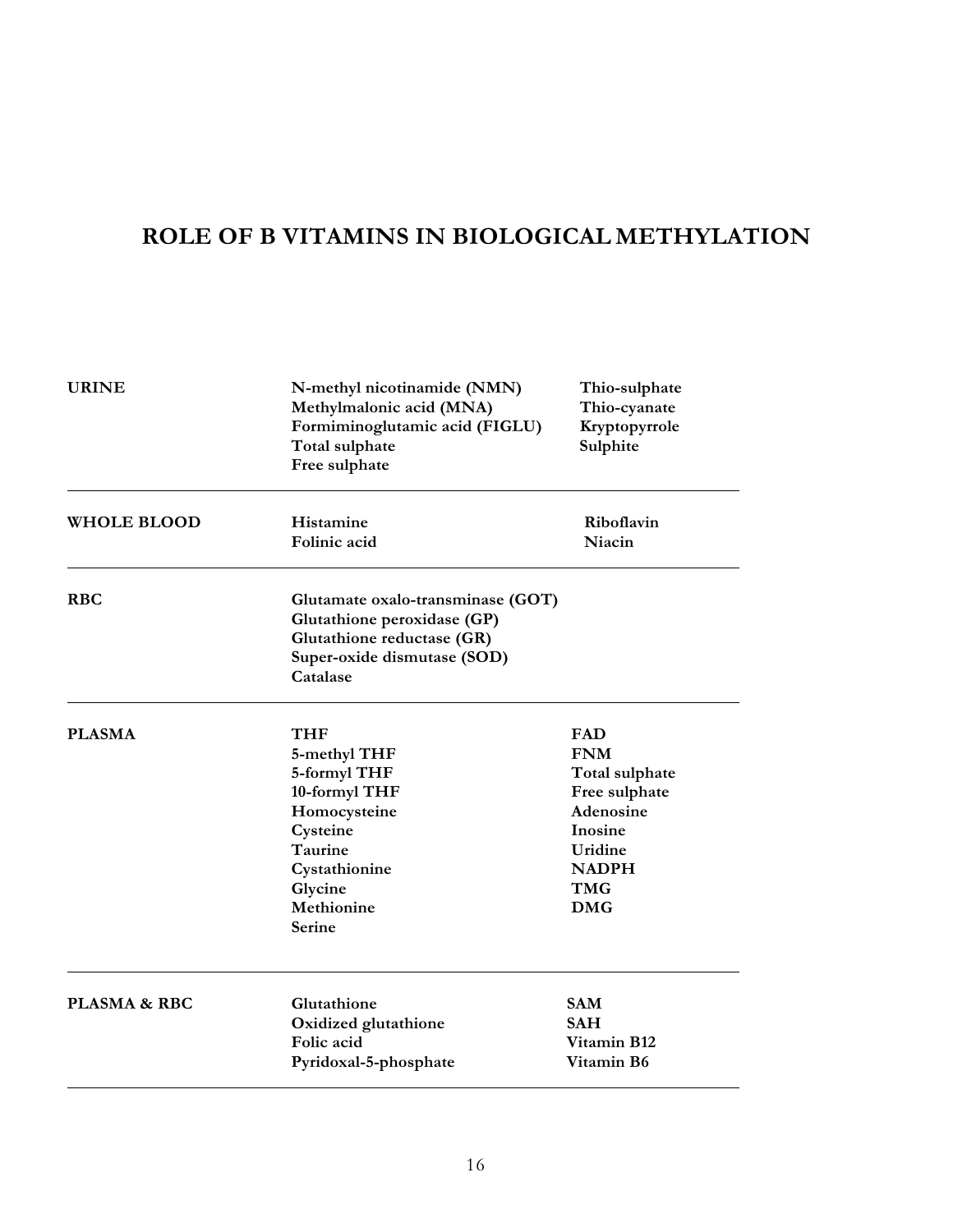# ROLE OF B VITAMINS IN BIOLOGICAL METHYLATION

| | | |
|---|---|---|
| **URINE** | **N-methyl nicotinamide (NMN)**<br>**Methylmalonic acid (MNA)**<br>**Formiminoglutamic acid (FIGLU)**<br>**Total sulphate**<br>**Free sulphate** | **Thio-sulphate**<br>**Thio-cyanate**<br>**Kryptopyrrole**<br>**Sulphite** |
| **WHOLE BLOOD** | **Histamine**<br>**Folinic acid** | **Riboflavin**<br>**Niacin** |
| **RBC** | **Glutamate oxalo-transminase (GOT)**<br>**Glutathione peroxidase (GP)**<br>**Glutathione reductase (GR)**<br>**Super-oxide dismutase (SOD)**<br>**Catalase** | |
| **PLASMA** | **THF**<br>**5-methyl THF**<br>**5-formyl THF**<br>**10-formyl THF**<br>**Homocysteine**<br>**Cysteine**<br>**Taurine**<br>**Cystathionine**<br>**Glycine**<br>**Methionine**<br>**Serine** | **FAD**<br>**FNM**<br>**Total sulphate**<br>**Free sulphate**<br>**Adenosine**<br>**Inosine**<br>**Uridine**<br>**NADPH**<br>**TMG**<br>**DMG** |
| **PLASMA & RBC** | **Glutathione**<br>**Oxidized glutathione**<br>**Folic acid**<br>**Pyridoxal-5-phosphate** | **SAM**<br>**SAH**<br>**Vitamin B12**<br>**Vitamin B6** |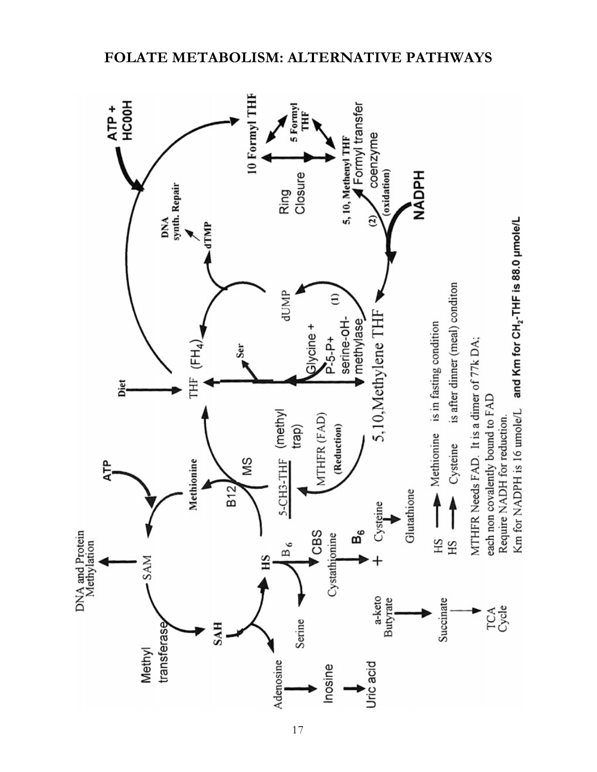# FOLATE METABOLISM: ALTERNATIVE PATHWAYS

DNA and Protein Methylation

Methyl transferase

SAM

ATP

Methionine

SAH

HS

B12

MS

Adenosine

Inosine

Uric acid

Serine

$B_6$

CBS

Cystathionine

$B_6$

\+ Cysteine

Glutathione

a-keto Butyrate

Succinate

TCA Cycle

5-CH3-THF

(methyl trap)

MTHFR (FAD)

(Reduction)

Diet

THF ($FH_4$)

Ser

Glycine + P-5-P+ serine-oH-methylase

5,10,Methylene THF

dUMP

(1)

dTMP

DNA synth. Repair

ATP + HC00H

10 Formyl THF

5 Formyl THF

Ring Closure

5, 10, Methenyl THF

Formyl transfer coenzyme

(oxidation)

(2)

NADPH

HS → Methionine is in fasting condition

HS → Cysteine is after dinner (meal) conditon

MTHFR Needs FAD. It is a dimer of 77k DA;
each non covalently bound to FAD
Require NADH for reduction.
Km for NADPH is 16 umole/L **and Km for $CH_2$-THF is 88.0 µmole/L**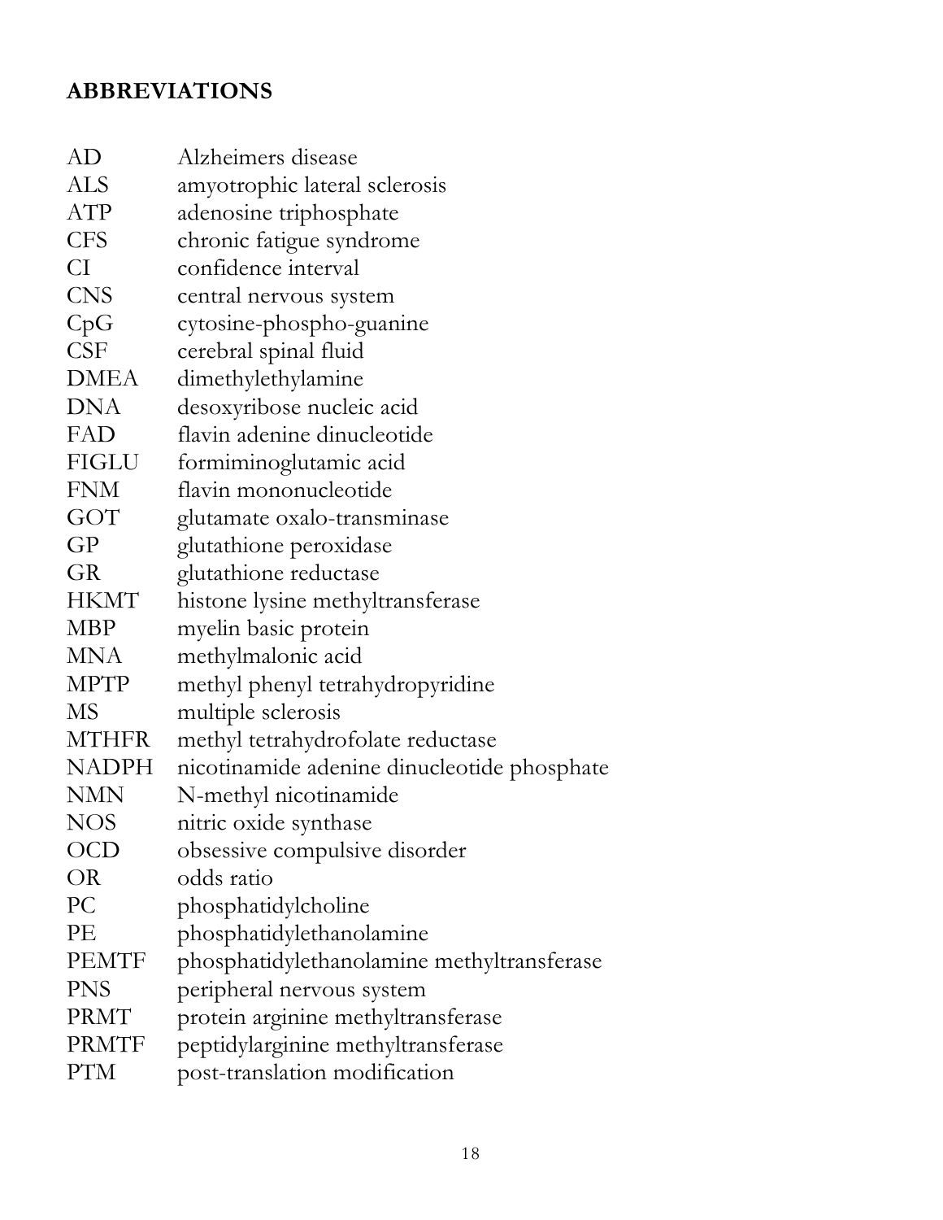## ABBREVIATIONS

| | |
|---|---|
| AD | Alzheimers disease |
| ALS | amyotrophic lateral sclerosis |
| ATP | adenosine triphosphate |
| CFS | chronic fatigue syndrome |
| CI | confidence interval |
| CNS | central nervous system |
| CpG | cytosine-phospho-guanine |
| CSF | cerebral spinal fluid |
| DMEA | dimethylethylamine |
| DNA | desoxyribose nucleic acid |
| FAD | flavin adenine dinucleotide |
| FIGLU | formiminoglutamic acid |
| FNM | flavin mononucleotide |
| GOT | glutamate oxalo-transminase |
| GP | glutathione peroxidase |
| GR | glutathione reductase |
| HKMT | histone lysine methyltransferase |
| MBP | myelin basic protein |
| MNA | methylmalonic acid |
| MPTP | methyl phenyl tetrahydropyridine |
| MS | multiple sclerosis |
| MTHFR | methyl tetrahydrofolate reductase |
| NADPH | nicotinamide adenine dinucleotide phosphate |
| NMN | N-methyl nicotinamide |
| NOS | nitric oxide synthase |
| OCD | obsessive compulsive disorder |
| OR | odds ratio |
| PC | phosphatidylcholine |
| PE | phosphatidylethanolamine |
| PEMTF | phosphatidylethanolamine methyltransferase |
| PNS | peripheral nervous system |
| PRMT | protein arginine methyltransferase |
| PRMTF | peptidylarginine methyltransferase |
| PTM | post-translation modification |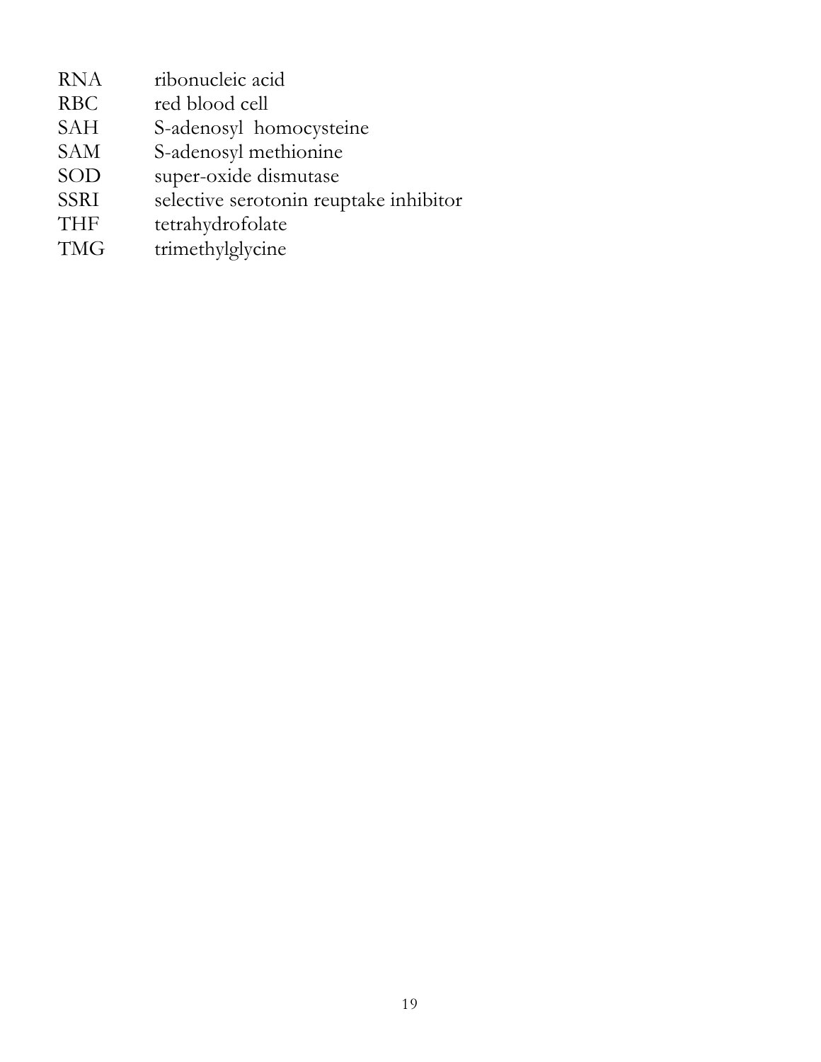| | |
|---|---|
| RNA | ribonucleic acid |
| RBC | red blood cell |
| SAH | S-adenosyl homocysteine |
| SAM | S-adenosyl methionine |
| SOD | super-oxide dismutase |
| SSRI | selective serotonin reuptake inhibitor |
| THF | tetrahydrofolate |
| TMG | trimethylglycine |